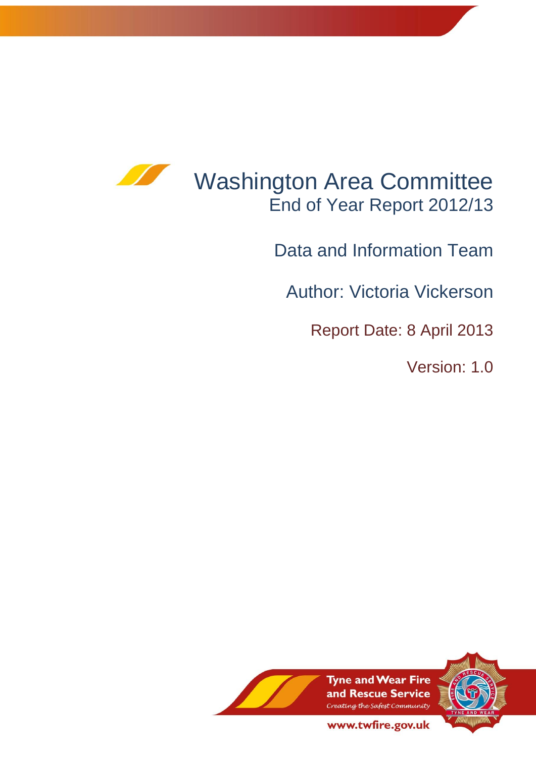# Washington Area Committee

## End of Year Report 2012/13

Data and Information Team

Author: Victoria Vickerson

Report Date: 8 April 2013

Version: 1.0

Tyne and Wear Fire and Rescue Service

*Creating the Safest Community*

www.twfire.gov.uk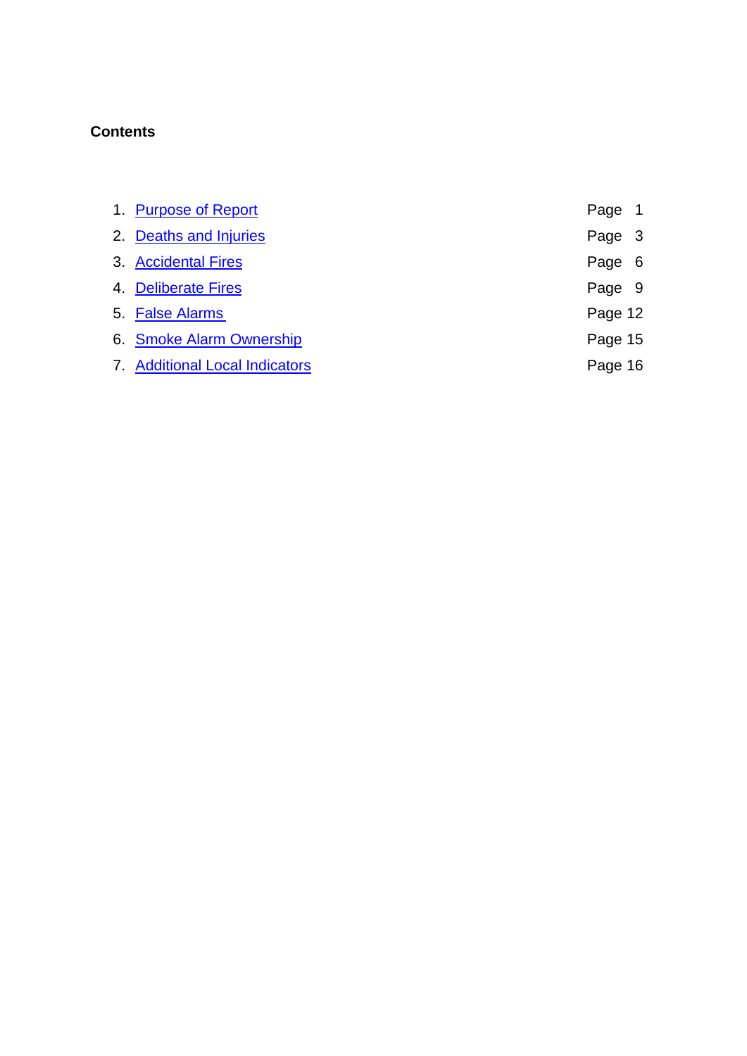**Contents**

| | |
|---|---|
| 1. Purpose of Report | Page 1 |
| 2. Deaths and Injuries | Page 3 |
| 3. Accidental Fires | Page 6 |
| 4. Deliberate Fires | Page 9 |
| 5. False Alarms | Page 12 |
| 6. Smoke Alarm Ownership | Page 15 |
| 7. Additional Local Indicators | Page 16 |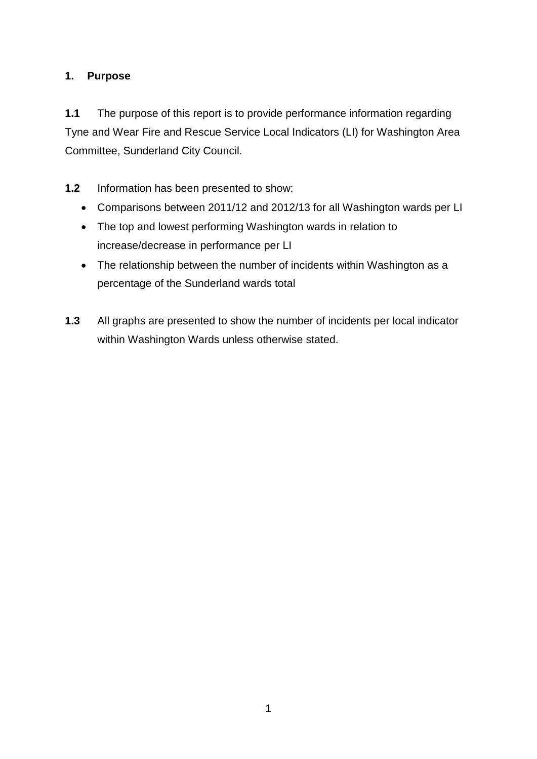## 1. Purpose

**1.1** The purpose of this report is to provide performance information regarding Tyne and Wear Fire and Rescue Service Local Indicators (LI) for Washington Area Committee, Sunderland City Council.

**1.2** Information has been presented to show:

- Comparisons between 2011/12 and 2012/13 for all Washington wards per LI
- The top and lowest performing Washington wards in relation to increase/decrease in performance per LI
- The relationship between the number of incidents within Washington as a percentage of the Sunderland wards total

**1.3** All graphs are presented to show the number of incidents per local indicator within Washington Wards unless otherwise stated.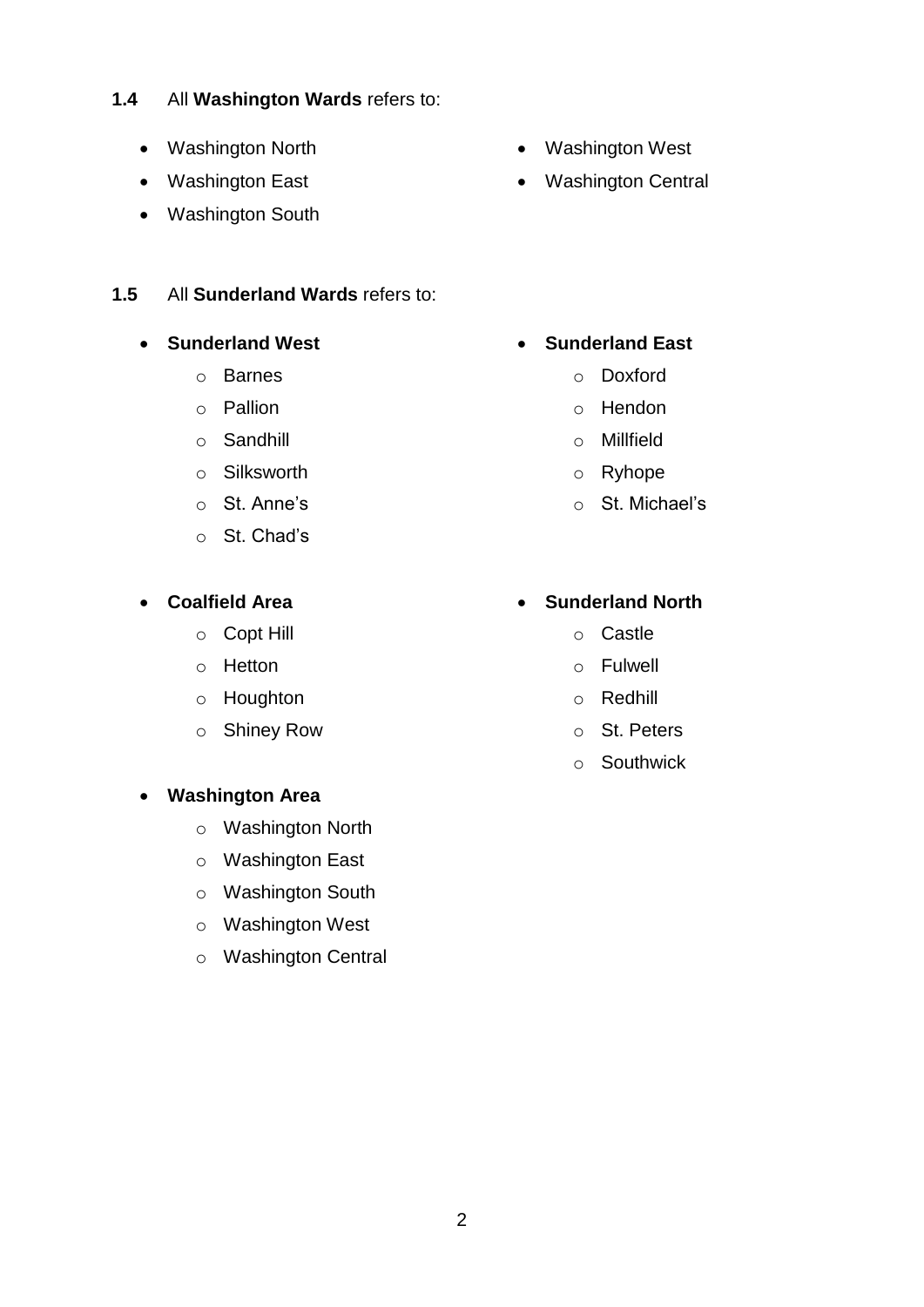**1.4** All **Washington Wards** refers to:

- Washington North
- Washington East
- Washington South
- Washington West
- Washington Central

**1.5** All **Sunderland Wards** refers to:

- **Sunderland West**
  - Barnes
  - Pallion
  - Sandhill
  - Silksworth
  - St. Anne's
  - St. Chad's
- **Sunderland East**
  - Doxford
  - Hendon
  - Millfield
  - Ryhope
  - St. Michael's
- **Coalfield Area**
  - Copt Hill
  - Hetton
  - Houghton
  - Shiney Row
- **Sunderland North**
  - Castle
  - Fulwell
  - Redhill
  - St. Peters
  - Southwick
- **Washington Area**
  - Washington North
  - Washington East
  - Washington South
  - Washington West
  - Washington Central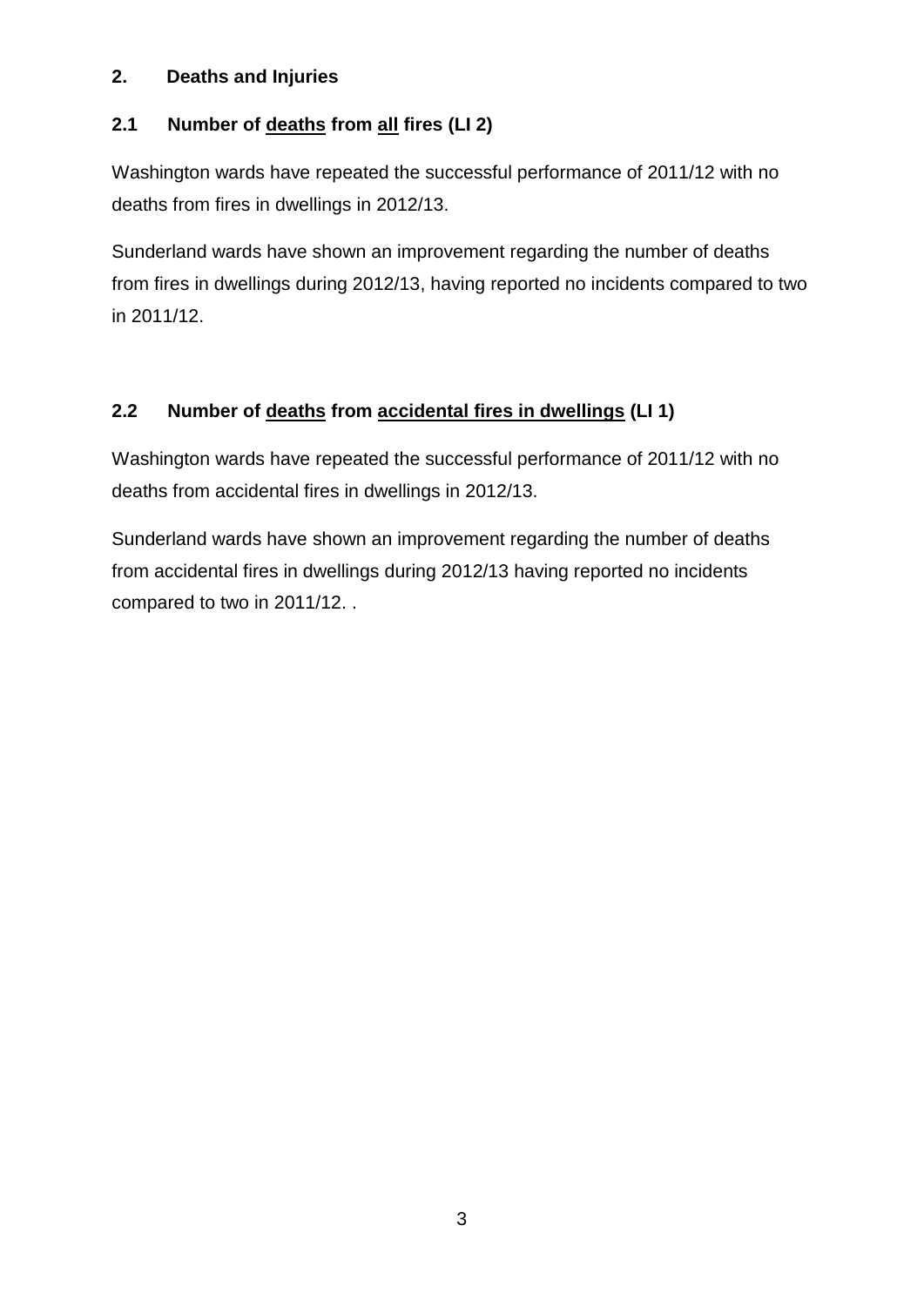## 2. Deaths and Injuries

### 2.1 Number of <u>deaths</u> from <u>all</u> fires (LI 2)

Washington wards have repeated the successful performance of 2011/12 with no deaths from fires in dwellings in 2012/13.

Sunderland wards have shown an improvement regarding the number of deaths from fires in dwellings during 2012/13, having reported no incidents compared to two in 2011/12.

### 2.2 Number of <u>deaths</u> from <u>accidental fires in dwellings</u> (LI 1)

Washington wards have repeated the successful performance of 2011/12 with no deaths from accidental fires in dwellings in 2012/13.

Sunderland wards have shown an improvement regarding the number of deaths from accidental fires in dwellings during 2012/13 having reported no incidents compared to two in 2011/12. .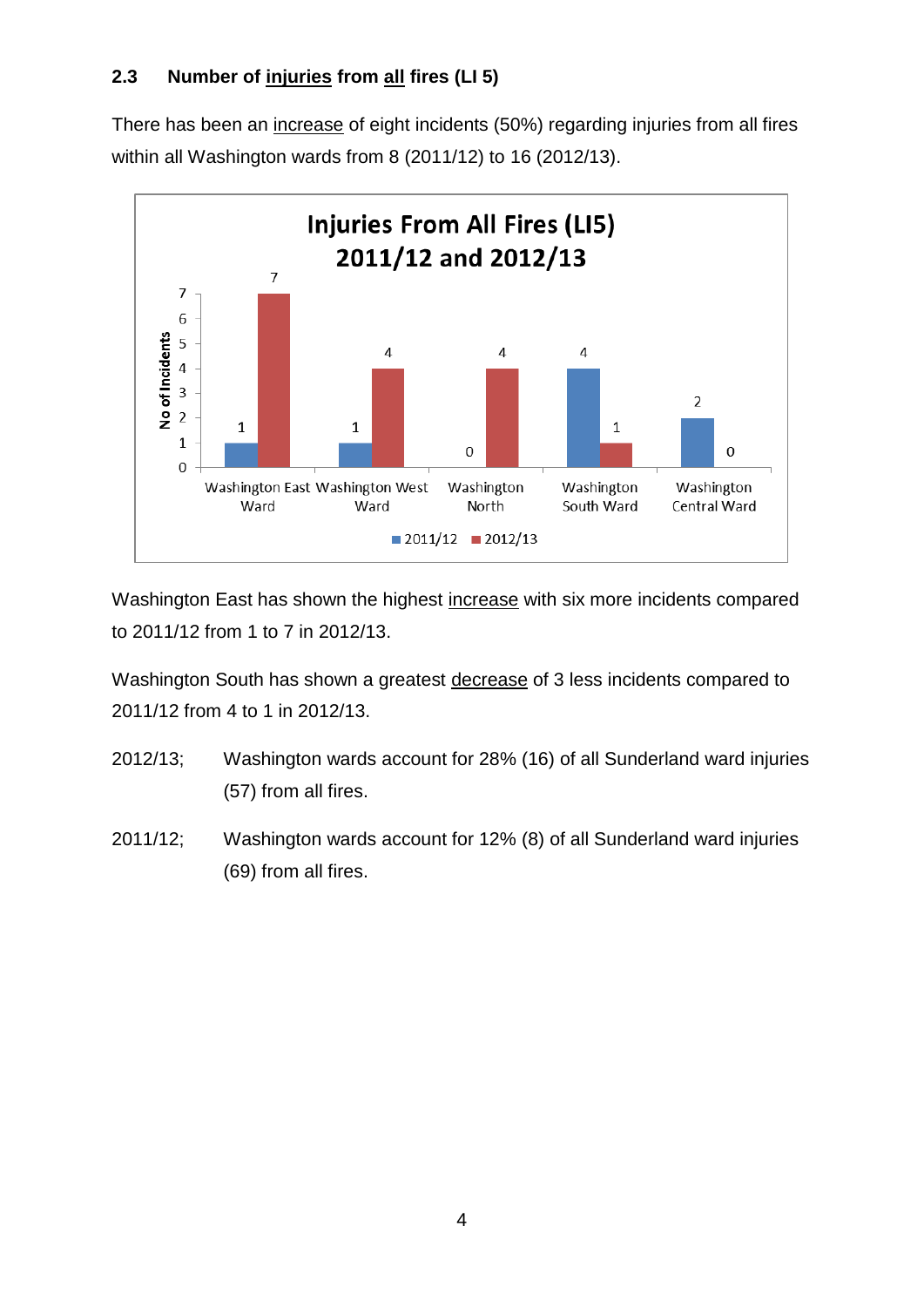## 2.3 Number of <u>injuries</u> from <u>all</u> fires (LI 5)

There has been an <u>increase</u> of eight incidents (50%) regarding injuries from all fires within all Washington wards from 8 (2011/12) to 16 (2012/13).

**Injuries From All Fires (LI5) 2011/12 and 2012/13**

| Ward | 2011/12 | 2012/13 |
|---|---|---|
| Washington East Ward | 1 | 7 |
| Washington West Ward | 1 | 4 |
| Washington North | 0 | 4 |
| Washington South Ward | 4 | 1 |
| Washington Central Ward | 2 | 0 |

Washington East has shown the highest <u>increase</u> with six more incidents compared to 2011/12 from 1 to 7 in 2012/13.

Washington South has shown a greatest <u>decrease</u> of 3 less incidents compared to 2011/12 from 4 to 1 in 2012/13.

2012/13; Washington wards account for 28% (16) of all Sunderland ward injuries (57) from all fires.

2011/12; Washington wards account for 12% (8) of all Sunderland ward injuries (69) from all fires.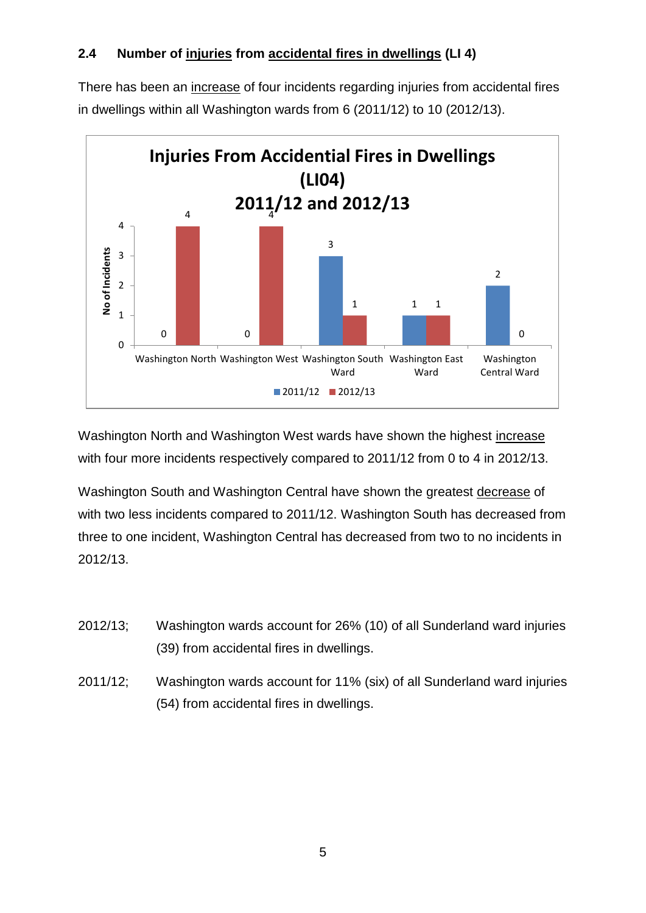### 2.4 Number of injuries from accidental fires in dwellings (LI 4)

There has been an increase of four incidents regarding injuries from accidental fires in dwellings within all Washington wards from 6 (2011/12) to 10 (2012/13).

**Injuries From Accidental Fires in Dwellings (LI04) 2011/12 and 2012/13**

| Ward | 2011/12 | 2012/13 |
|---|---|---|
| Washington North | 0 | 4 |
| Washington West | 0 | 4 |
| Washington South Ward | 3 | 1 |
| Washington East Ward | 1 | 1 |
| Washington Central Ward | 2 | 0 |

Washington North and Washington West wards have shown the highest increase with four more incidents respectively compared to 2011/12 from 0 to 4 in 2012/13.

Washington South and Washington Central have shown the greatest decrease of with two less incidents compared to 2011/12. Washington South has decreased from three to one incident, Washington Central has decreased from two to no incidents in 2012/13.

2012/13; Washington wards account for 26% (10) of all Sunderland ward injuries (39) from accidental fires in dwellings.

2011/12; Washington wards account for 11% (six) of all Sunderland ward injuries (54) from accidental fires in dwellings.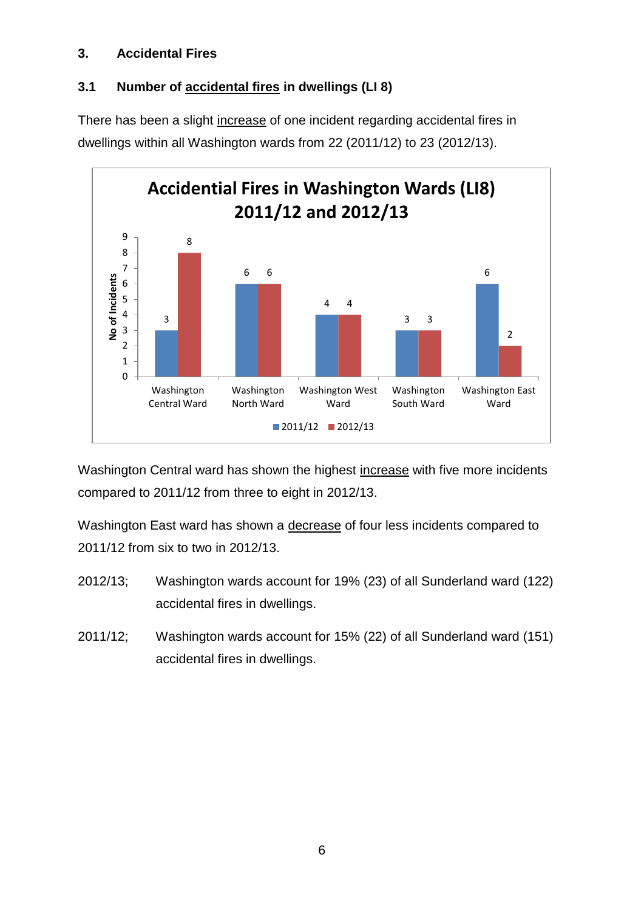## 3. Accidental Fires

### 3.1 Number of accidental fires in dwellings (LI 8)

There has been a slight increase of one incident regarding accidental fires in dwellings within all Washington wards from 22 (2011/12) to 23 (2012/13).

**Accidential Fires in Washington Wards (LI8) 2011/12 and 2012/13**

| Ward | 2011/12 | 2012/13 |
|---|---|---|
| Washington Central Ward | 3 | 8 |
| Washington North Ward | 6 | 6 |
| Washington West Ward | 4 | 4 |
| Washington South Ward | 3 | 3 |
| Washington East Ward | 6 | 2 |

Washington Central ward has shown the highest increase with five more incidents compared to 2011/12 from three to eight in 2012/13.

Washington East ward has shown a decrease of four less incidents compared to 2011/12 from six to two in 2012/13.

2012/13; Washington wards account for 19% (23) of all Sunderland ward (122) accidental fires in dwellings.

2011/12; Washington wards account for 15% (22) of all Sunderland ward (151) accidental fires in dwellings.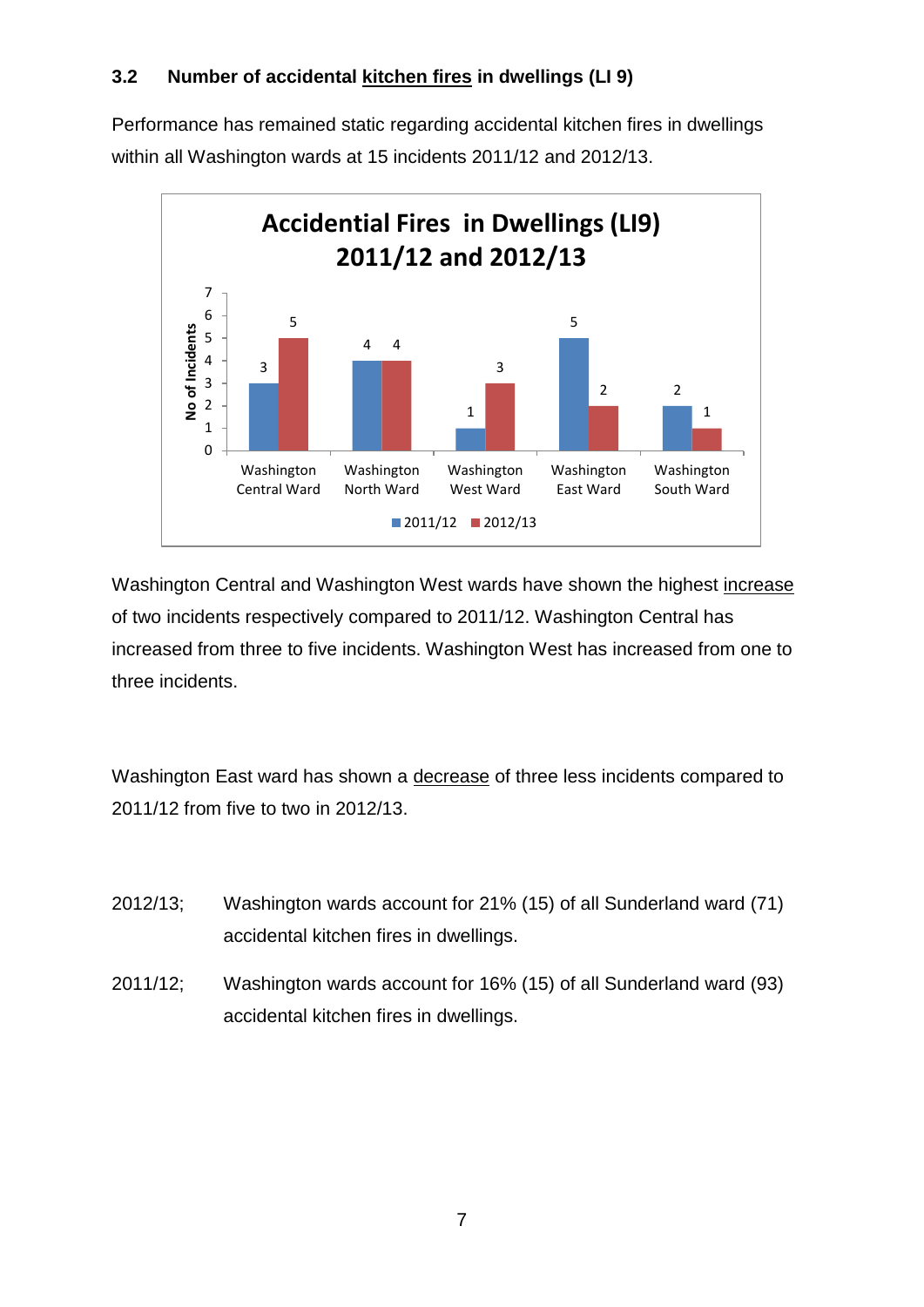### 3.2 Number of accidental kitchen fires in dwellings (LI 9)

Performance has remained static regarding accidental kitchen fires in dwellings within all Washington wards at 15 incidents 2011/12 and 2012/13.

**Accidential Fires in Dwellings (LI9) 2011/12 and 2012/13**

| Ward | 2011/12 | 2012/13 |
|---|---|---|
| Washington Central Ward | 3 | 5 |
| Washington North Ward | 4 | 4 |
| Washington West Ward | 1 | 3 |
| Washington East Ward | 5 | 2 |
| Washington South Ward | 2 | 1 |

Washington Central and Washington West wards have shown the highest increase of two incidents respectively compared to 2011/12. Washington Central has increased from three to five incidents. Washington West has increased from one to three incidents.

Washington East ward has shown a decrease of three less incidents compared to 2011/12 from five to two in 2012/13.

2012/13; Washington wards account for 21% (15) of all Sunderland ward (71) accidental kitchen fires in dwellings.

2011/12; Washington wards account for 16% (15) of all Sunderland ward (93) accidental kitchen fires in dwellings.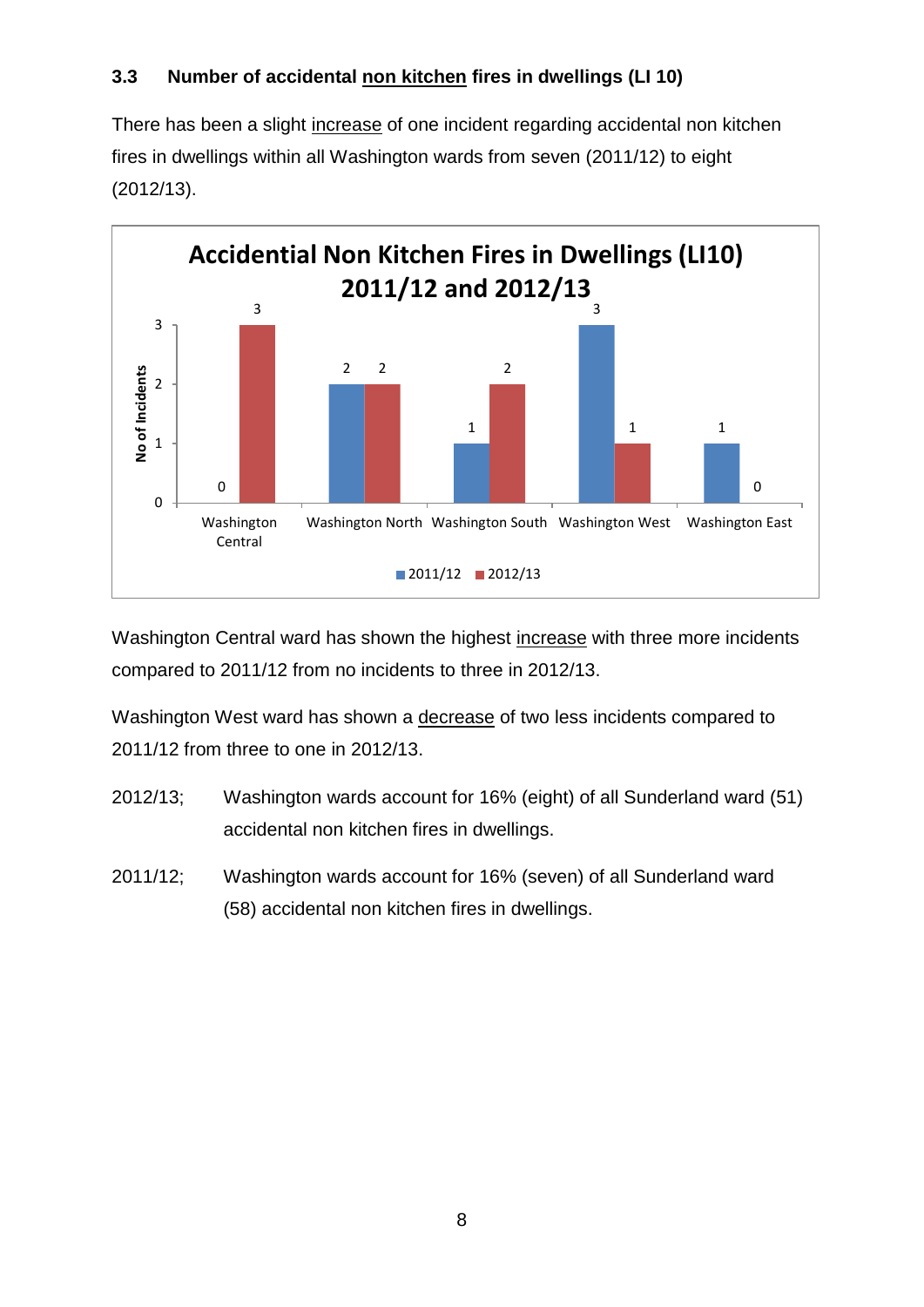### 3.3 Number of accidental non kitchen fires in dwellings (LI 10)

There has been a slight increase of one incident regarding accidental non kitchen fires in dwellings within all Washington wards from seven (2011/12) to eight (2012/13).

**Accidential Non Kitchen Fires in Dwellings (LI10) 2011/12 and 2012/13**

| Ward | 2011/12 | 2012/13 |
|---|---|---|
| Washington Central | 0 | 3 |
| Washington North | 2 | 2 |
| Washington South | 1 | 2 |
| Washington West | 3 | 1 |
| Washington East | 1 | 0 |

Washington Central ward has shown the highest increase with three more incidents compared to 2011/12 from no incidents to three in 2012/13.

Washington West ward has shown a decrease of two less incidents compared to 2011/12 from three to one in 2012/13.

2012/13; Washington wards account for 16% (eight) of all Sunderland ward (51) accidental non kitchen fires in dwellings.

2011/12; Washington wards account for 16% (seven) of all Sunderland ward (58) accidental non kitchen fires in dwellings.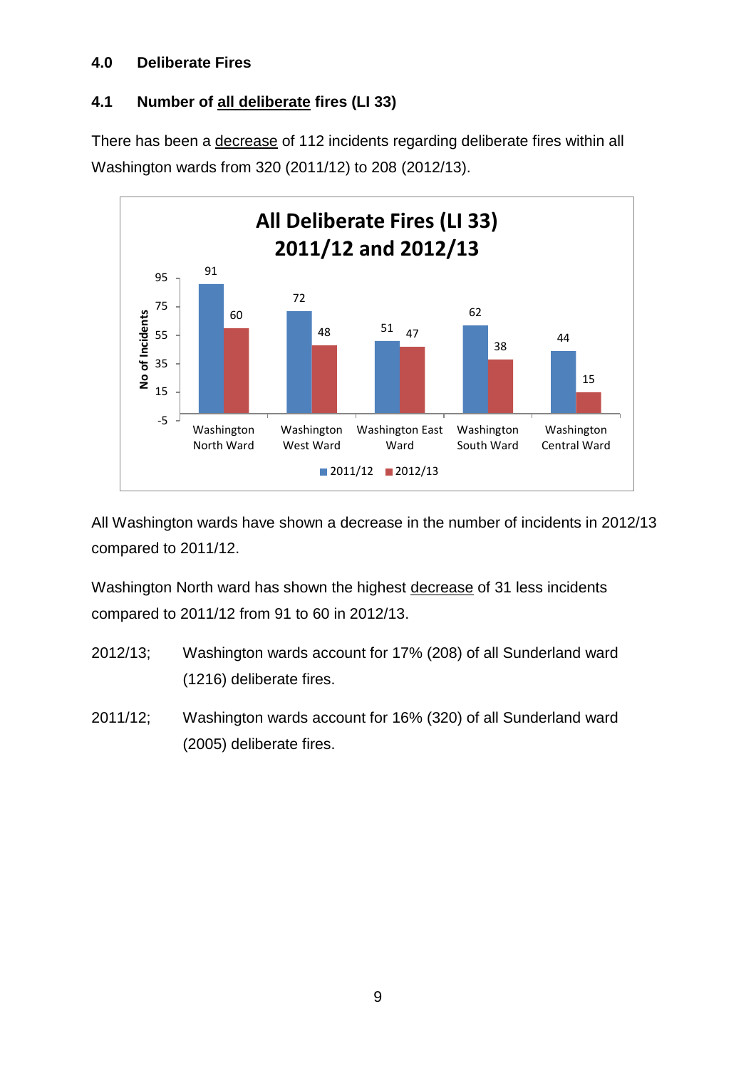## 4.0 Deliberate Fires

### 4.1 Number of all deliberate fires (LI 33)

There has been a decrease of 112 incidents regarding deliberate fires within all Washington wards from 320 (2011/12) to 208 (2012/13).

**All Deliberate Fires (LI 33) 2011/12 and 2012/13**

| Ward | 2011/12 | 2012/13 |
|---|---|---|
| Washington North Ward | 91 | 60 |
| Washington West Ward | 72 | 48 |
| Washington East Ward | 51 | 47 |
| Washington South Ward | 62 | 38 |
| Washington Central Ward | 44 | 15 |

All Washington wards have shown a decrease in the number of incidents in 2012/13 compared to 2011/12.

Washington North ward has shown the highest decrease of 31 less incidents compared to 2011/12 from 91 to 60 in 2012/13.

2012/13; Washington wards account for 17% (208) of all Sunderland ward (1216) deliberate fires.

2011/12; Washington wards account for 16% (320) of all Sunderland ward (2005) deliberate fires.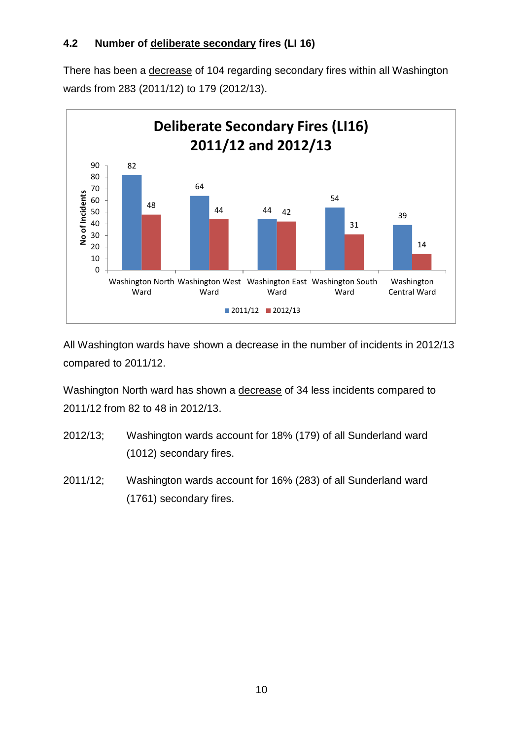### 4.2 Number of deliberate secondary fires (LI 16)

There has been a decrease of 104 regarding secondary fires within all Washington wards from 283 (2011/12) to 179 (2012/13).

**Deliberate Secondary Fires (LI16) 2011/12 and 2012/13**

| Ward | 2011/12 | 2012/13 |
|---|---|---|
| Washington North Ward | 82 | 48 |
| Washington West Ward | 64 | 44 |
| Washington East Ward | 44 | 42 |
| Washington South Ward | 54 | 31 |
| Washington Central Ward | 39 | 14 |

All Washington wards have shown a decrease in the number of incidents in 2012/13 compared to 2011/12.

Washington North ward has shown a decrease of 34 less incidents compared to 2011/12 from 82 to 48 in 2012/13.

2012/13; Washington wards account for 18% (179) of all Sunderland ward (1012) secondary fires.

2011/12; Washington wards account for 16% (283) of all Sunderland ward (1761) secondary fires.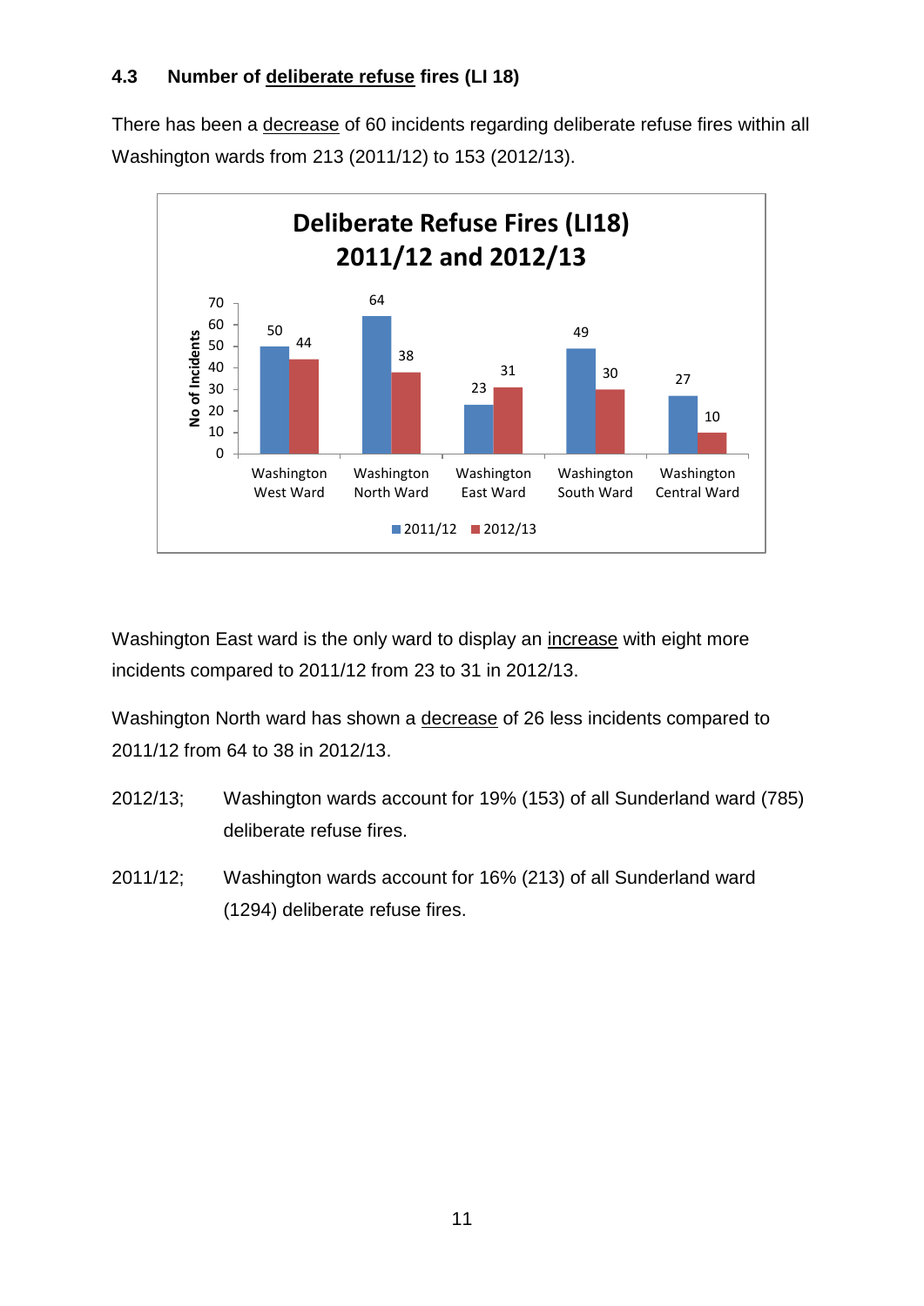### 4.3 Number of <u>deliberate refuse</u> fires (LI 18)

There has been a <u>decrease</u> of 60 incidents regarding deliberate refuse fires within all Washington wards from 213 (2011/12) to 153 (2012/13).

**Deliberate Refuse Fires (LI18) 2011/12 and 2012/13**

| Ward | 2011/12 | 2012/13 |
|---|---|---|
| Washington West Ward | 50 | 44 |
| Washington North Ward | 64 | 38 |
| Washington East Ward | 23 | 31 |
| Washington South Ward | 49 | 30 |
| Washington Central Ward | 27 | 10 |

Washington East ward is the only ward to display an <u>increase</u> with eight more incidents compared to 2011/12 from 23 to 31 in 2012/13.

Washington North ward has shown a <u>decrease</u> of 26 less incidents compared to 2011/12 from 64 to 38 in 2012/13.

2012/13; Washington wards account for 19% (153) of all Sunderland ward (785) deliberate refuse fires.

2011/12; Washington wards account for 16% (213) of all Sunderland ward (1294) deliberate refuse fires.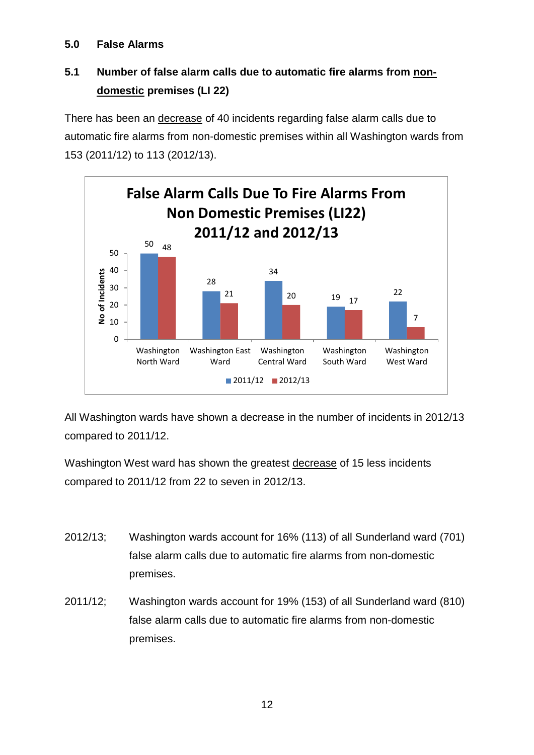## 5.0 False Alarms

### 5.1 Number of false alarm calls due to automatic fire alarms from non-domestic premises (LI 22)

There has been an decrease of 40 incidents regarding false alarm calls due to automatic fire alarms from non-domestic premises within all Washington wards from 153 (2011/12) to 113 (2012/13).

**False Alarm Calls Due To Fire Alarms From Non Domestic Premises (LI22) 2011/12 and 2012/13**

| Ward | 2011/12 | 2012/13 |
| --- | --- | --- |
| Washington North Ward | 50 | 48 |
| Washington East Ward | 28 | 21 |
| Washington Central Ward | 34 | 20 |
| Washington South Ward | 19 | 17 |
| Washington West Ward | 22 | 7 |

All Washington wards have shown a decrease in the number of incidents in 2012/13 compared to 2011/12.

Washington West ward has shown the greatest decrease of 15 less incidents compared to 2011/12 from 22 to seven in 2012/13.

2012/13; Washington wards account for 16% (113) of all Sunderland ward (701) false alarm calls due to automatic fire alarms from non-domestic premises.

2011/12; Washington wards account for 19% (153) of all Sunderland ward (810) false alarm calls due to automatic fire alarms from non-domestic premises.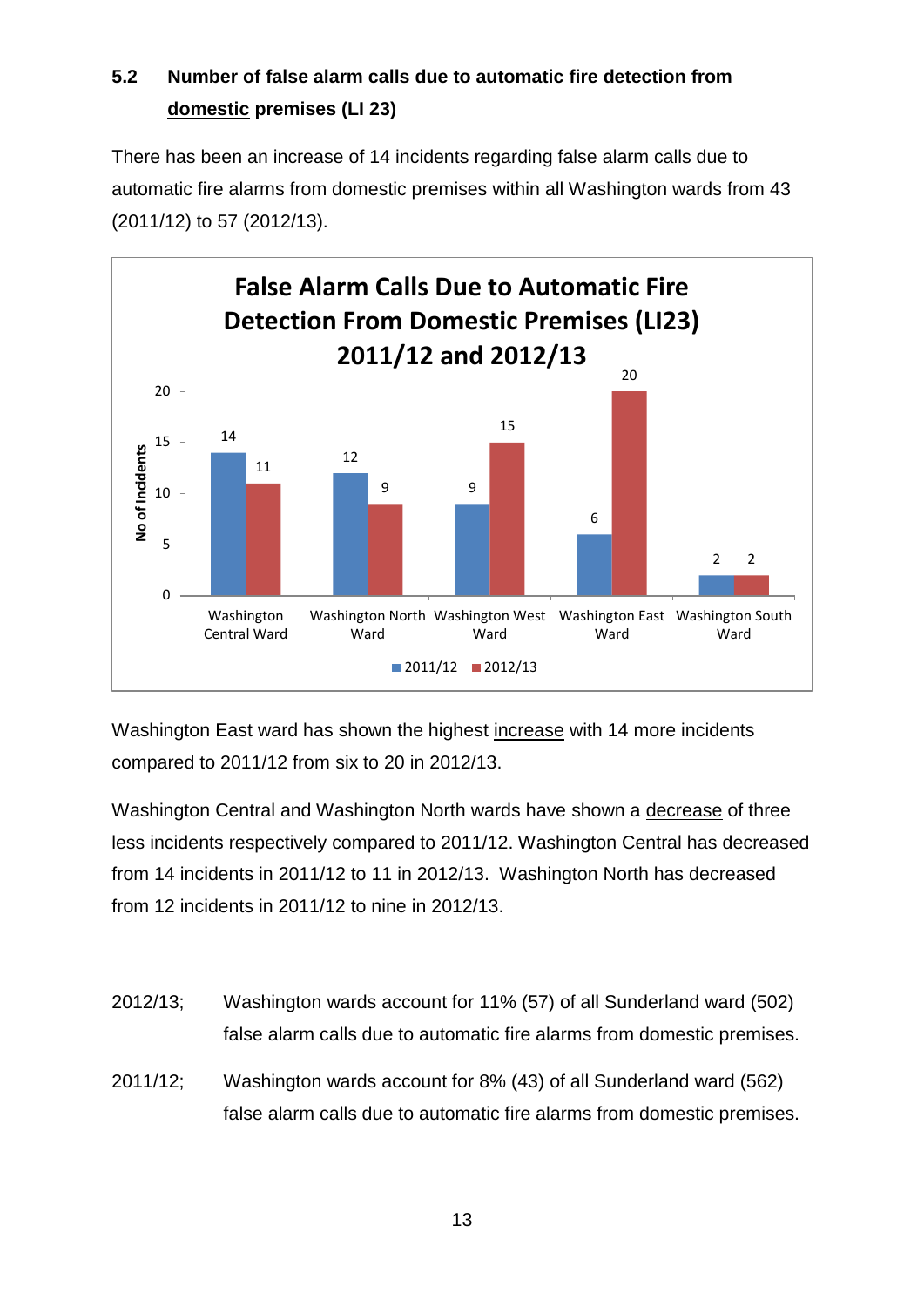## 5.2 Number of false alarm calls due to automatic fire detection from domestic premises (LI 23)

There has been an increase of 14 incidents regarding false alarm calls due to automatic fire alarms from domestic premises within all Washington wards from 43 (2011/12) to 57 (2012/13).

**False Alarm Calls Due to Automatic Fire Detection From Domestic Premises (LI23) 2011/12 and 2012/13**

| Ward | 2011/12 | 2012/13 |
| --- | --- | --- |
| Washington Central Ward | 14 | 11 |
| Washington North Ward | 12 | 9 |
| Washington West Ward | 9 | 15 |
| Washington East Ward | 6 | 20 |
| Washington South Ward | 2 | 2 |

Washington East ward has shown the highest increase with 14 more incidents compared to 2011/12 from six to 20 in 2012/13.

Washington Central and Washington North wards have shown a decrease of three less incidents respectively compared to 2011/12. Washington Central has decreased from 14 incidents in 2011/12 to 11 in 2012/13. Washington North has decreased from 12 incidents in 2011/12 to nine in 2012/13.

2012/13; Washington wards account for 11% (57) of all Sunderland ward (502) false alarm calls due to automatic fire alarms from domestic premises.

2011/12; Washington wards account for 8% (43) of all Sunderland ward (562) false alarm calls due to automatic fire alarms from domestic premises.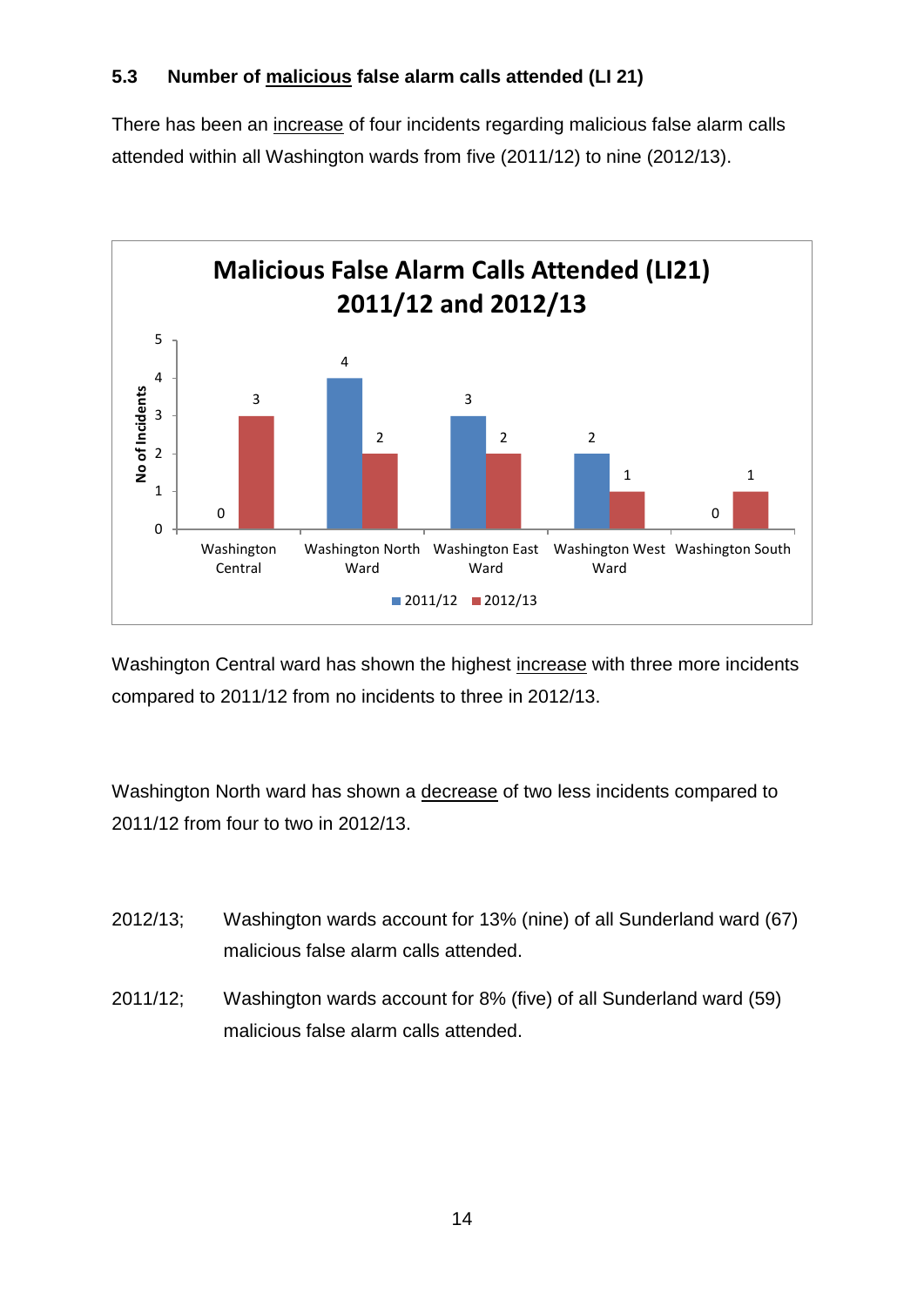### 5.3 Number of <u>malicious</u> false alarm calls attended (LI 21)

There has been an <u>increase</u> of four incidents regarding malicious false alarm calls attended within all Washington wards from five (2011/12) to nine (2012/13).

**Malicious False Alarm Calls Attended (LI21) 2011/12 and 2012/13**

| Ward | 2011/12 | 2012/13 |
|---|---|---|
| Washington Central | 0 | 3 |
| Washington North Ward | 4 | 2 |
| Washington East Ward | 3 | 2 |
| Washington West Ward | 2 | 1 |
| Washington South | 0 | 1 |

Washington Central ward has shown the highest <u>increase</u> with three more incidents compared to 2011/12 from no incidents to three in 2012/13.

Washington North ward has shown a <u>decrease</u> of two less incidents compared to 2011/12 from four to two in 2012/13.

2012/13; Washington wards account for 13% (nine) of all Sunderland ward (67) malicious false alarm calls attended.

2011/12; Washington wards account for 8% (five) of all Sunderland ward (59) malicious false alarm calls attended.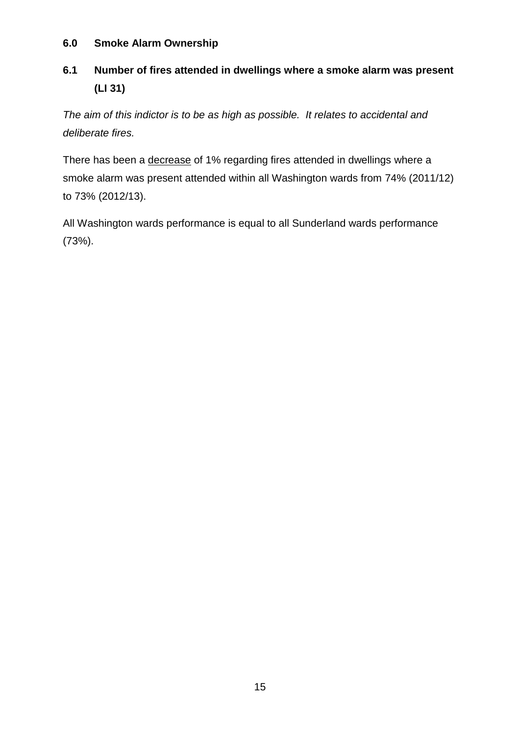## 6.0 Smoke Alarm Ownership

### 6.1 Number of fires attended in dwellings where a smoke alarm was present (LI 31)

*The aim of this indictor is to be as high as possible. It relates to accidental and deliberate fires.*

There has been a decrease of 1% regarding fires attended in dwellings where a smoke alarm was present attended within all Washington wards from 74% (2011/12) to 73% (2012/13).

All Washington wards performance is equal to all Sunderland wards performance (73%).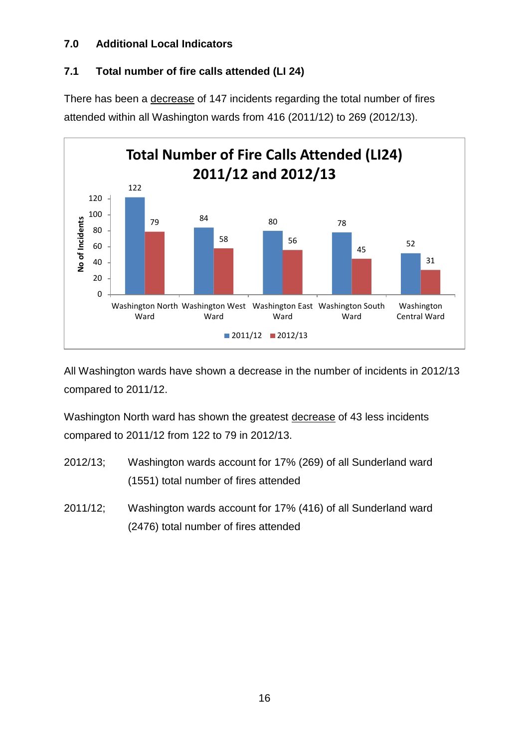## 7.0 Additional Local Indicators

### 7.1 Total number of fire calls attended (LI 24)

There has been a decrease of 147 incidents regarding the total number of fires attended within all Washington wards from 416 (2011/12) to 269 (2012/13).

**Total Number of Fire Calls Attended (LI24) 2011/12 and 2012/13**

| Ward | 2011/12 | 2012/13 |
|---|---|---|
| Washington North Ward | 122 | 79 |
| Washington West Ward | 84 | 58 |
| Washington East Ward | 80 | 56 |
| Washington South Ward | 78 | 45 |
| Washington Central Ward | 52 | 31 |

All Washington wards have shown a decrease in the number of incidents in 2012/13 compared to 2011/12.

Washington North ward has shown the greatest decrease of 43 less incidents compared to 2011/12 from 122 to 79 in 2012/13.

2012/13; Washington wards account for 17% (269) of all Sunderland ward (1551) total number of fires attended

2011/12; Washington wards account for 17% (416) of all Sunderland ward (2476) total number of fires attended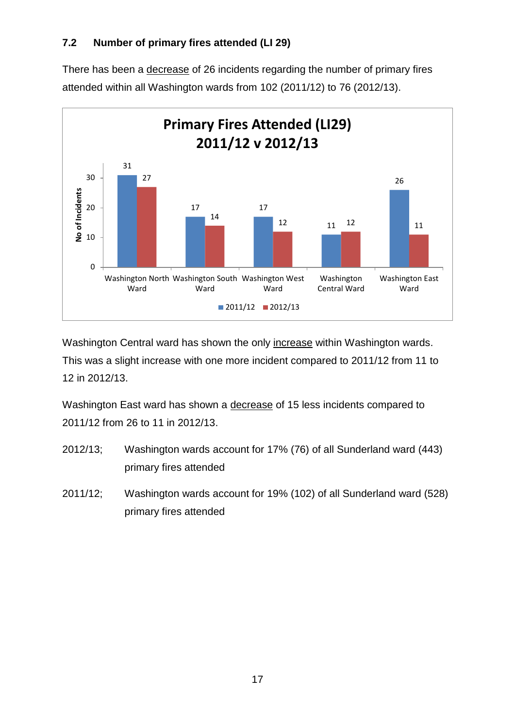### 7.2 Number of primary fires attended (LI 29)

There has been a <u>decrease</u> of 26 incidents regarding the number of primary fires attended within all Washington wards from 102 (2011/12) to 76 (2012/13).

**Primary Fires Attended (LI29) 2011/12 v 2012/13**

| Ward | 2011/12 | 2012/13 |
|---|---|---|
| Washington North Ward | 31 | 27 |
| Washington South Ward | 17 | 14 |
| Washington West Ward | 17 | 12 |
| Washington Central Ward | 11 | 12 |
| Washington East Ward | 26 | 11 |

Washington Central ward has shown the only <u>increase</u> within Washington wards. This was a slight increase with one more incident compared to 2011/12 from 11 to 12 in 2012/13.

Washington East ward has shown a <u>decrease</u> of 15 less incidents compared to 2011/12 from 26 to 11 in 2012/13.

2012/13; Washington wards account for 17% (76) of all Sunderland ward (443) primary fires attended

2011/12; Washington wards account for 19% (102) of all Sunderland ward (528) primary fires attended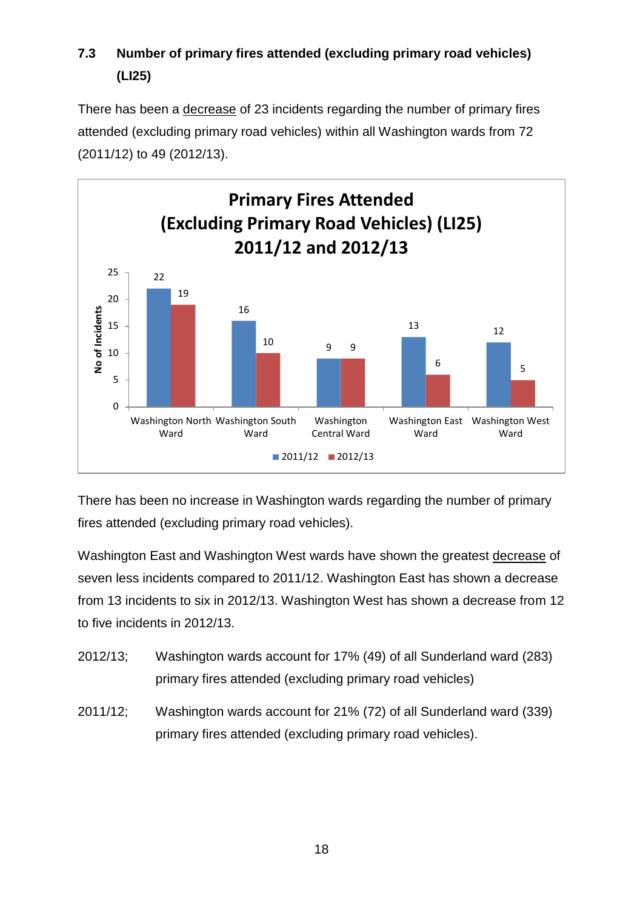### 7.3 Number of primary fires attended (excluding primary road vehicles) (LI25)

There has been a decrease of 23 incidents regarding the number of primary fires attended (excluding primary road vehicles) within all Washington wards from 72 (2011/12) to 49 (2012/13).

**Primary Fires Attended (Excluding Primary Road Vehicles) (LI25) 2011/12 and 2012/13**

| Ward | 2011/12 | 2012/13 |
| --- | --- | --- |
| Washington North Ward | 22 | 19 |
| Washington South Ward | 16 | 10 |
| Washington Central Ward | 9 | 9 |
| Washington East Ward | 13 | 6 |
| Washington West Ward | 12 | 5 |

There has been no increase in Washington wards regarding the number of primary fires attended (excluding primary road vehicles).

Washington East and Washington West wards have shown the greatest decrease of seven less incidents compared to 2011/12. Washington East has shown a decrease from 13 incidents to six in 2012/13. Washington West has shown a decrease from 12 to five incidents in 2012/13.

2012/13; Washington wards account for 17% (49) of all Sunderland ward (283) primary fires attended (excluding primary road vehicles)

2011/12; Washington wards account for 21% (72) of all Sunderland ward (339) primary fires attended (excluding primary road vehicles).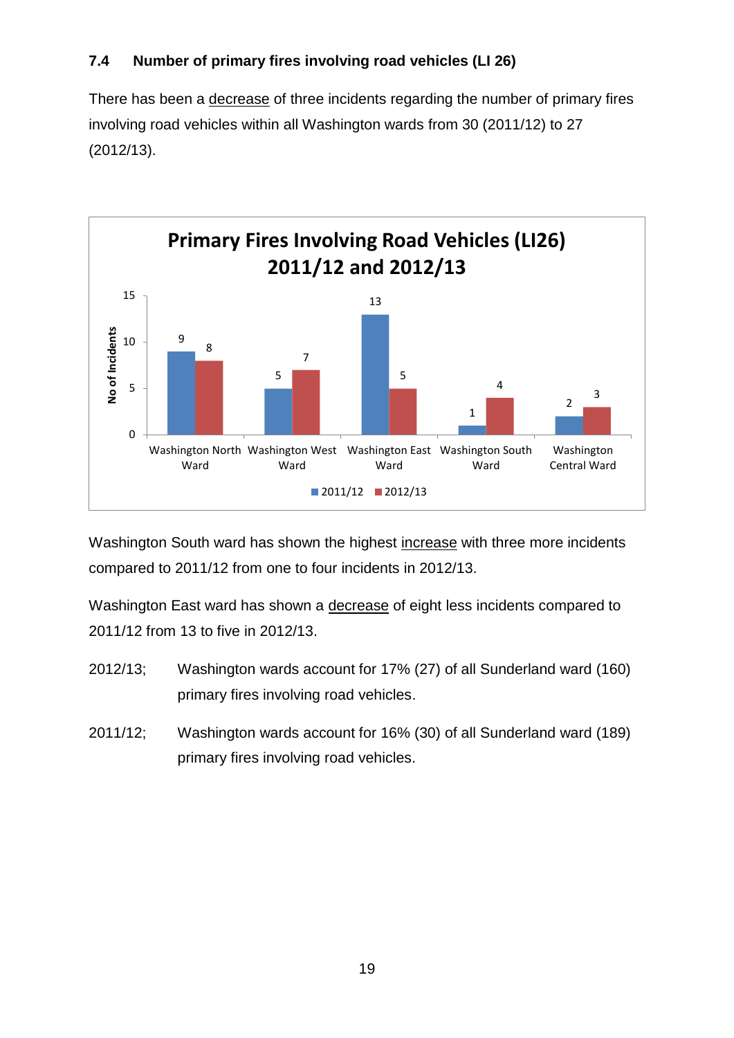### 7.4 Number of primary fires involving road vehicles (LI 26)

There has been a decrease of three incidents regarding the number of primary fires involving road vehicles within all Washington wards from 30 (2011/12) to 27 (2012/13).

**Primary Fires Involving Road Vehicles (LI26) 2011/12 and 2012/13**

| Ward | 2011/12 | 2012/13 |
| --- | --- | --- |
| Washington North Ward | 9 | 8 |
| Washington West Ward | 5 | 7 |
| Washington East Ward | 13 | 5 |
| Washington South Ward | 1 | 4 |
| Washington Central Ward | 2 | 3 |

Washington South ward has shown the highest increase with three more incidents compared to 2011/12 from one to four incidents in 2012/13.

Washington East ward has shown a decrease of eight less incidents compared to 2011/12 from 13 to five in 2012/13.

2012/13; Washington wards account for 17% (27) of all Sunderland ward (160) primary fires involving road vehicles.

2011/12; Washington wards account for 16% (30) of all Sunderland ward (189) primary fires involving road vehicles.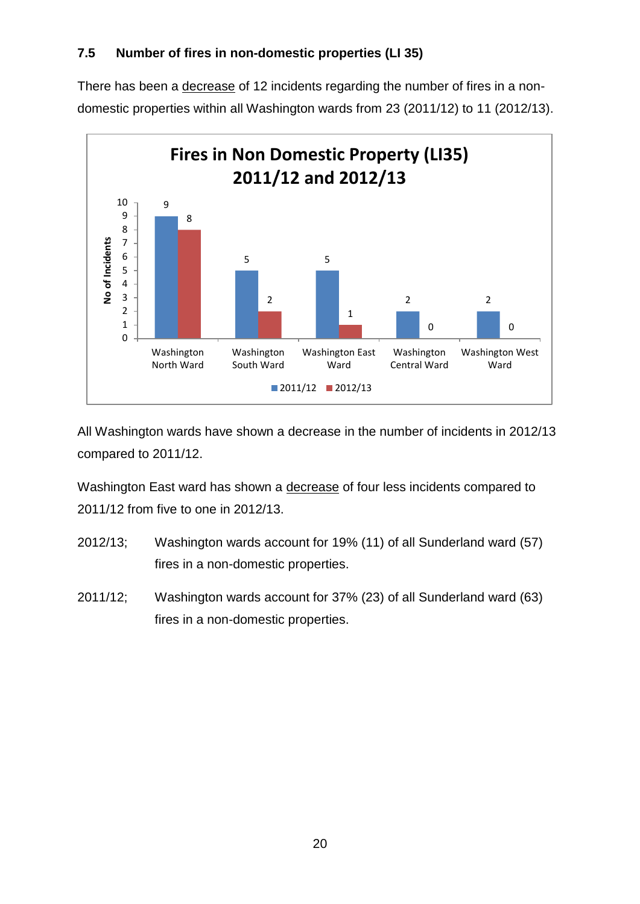### 7.5 Number of fires in non-domestic properties (LI 35)

There has been a decrease of 12 incidents regarding the number of fires in a non-domestic properties within all Washington wards from 23 (2011/12) to 11 (2012/13).

Fires in Non Domestic Property (LI35)
2011/12 and 2012/13

No of Incidents

0
1
2
3
4
5
6
7
8
9
10

9
8
5
2
5
1
2
0
2
0

Washington North Ward
Washington South Ward
Washington East Ward
Washington Central Ward
Washington West Ward

2011/12
2012/13

All Washington wards have shown a decrease in the number of incidents in 2012/13 compared to 2011/12.

Washington East ward has shown a decrease of four less incidents compared to 2011/12 from five to one in 2012/13.

2012/13; Washington wards account for 19% (11) of all Sunderland ward (57) fires in a non-domestic properties.

2011/12; Washington wards account for 37% (23) of all Sunderland ward (63) fires in a non-domestic properties.